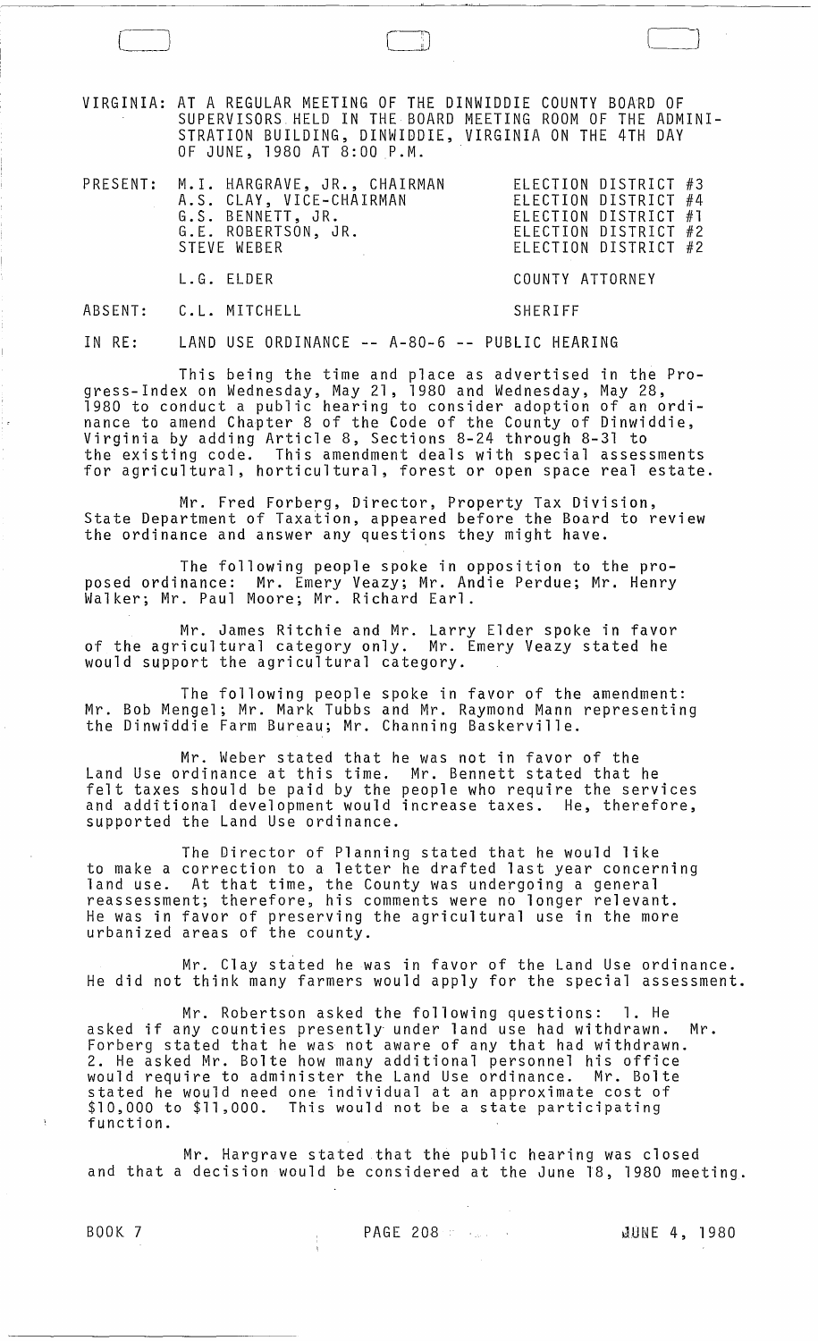VIRGINIA: AT A REGULAR MEETING OF THE DINWIDDIE COUNTY BOARD OF SUPERVISORS HELD IN THE BOARD MEETING ROOM OF THE ADMINISTRATION BUILDING, DINWIDDIE, VIRGINIA ON THE 4TH DAY OF JUNE, 1980 AT 8:00 P.M.

| | | |
|---|---|---|
| PRESENT: | M.I. HARGRAVE, JR., CHAIRMAN | ELECTION DISTRICT #3 |
| | A.S. CLAY, VICE-CHAIRMAN | ELECTION DISTRICT #4 |
| | G.S. BENNETT, JR. | ELECTION DISTRICT #1 |
| | G.E. ROBERTSON, JR. | ELECTION DISTRICT #2 |
| | STEVE WEBER | ELECTION DISTRICT #2 |
| | L.G. ELDER | COUNTY ATTORNEY |
| ABSENT: | C.L. MITCHELL | SHERIFF |

IN RE: LAND USE ORDINANCE -- A-80-6 -- PUBLIC HEARING

This being the time and place as advertised in the Progress-Index on Wednesday, May 21, 1980 and Wednesday, May 28, 1980 to conduct a public hearing to consider adoption of an ordinance to amend Chapter 8 of the Code of the County of Dinwiddie, Virginia by adding Article 8, Sections 8-24 through 8-31 to the existing code. This amendment deals with special assessments for agricultural, horticultural, forest or open space real estate.

Mr. Fred Forberg, Director, Property Tax Division, State Department of Taxation, appeared before the Board to review the ordinance and answer any questions they might have.

The following people spoke in opposition to the proposed ordinance: Mr. Emery Veazy; Mr. Andie Perdue; Mr. Henry Walker; Mr. Paul Moore; Mr. Richard Earl.

Mr. James Ritchie and Mr. Larry Elder spoke in favor of the agricultural category only. Mr. Emery Veazy stated he would support the agricultural category.

The following people spoke in favor of the amendment: Mr. Bob Mengel; Mr. Mark Tubbs and Mr. Raymond Mann representing the Dinwiddie Farm Bureau; Mr. Channing Baskerville.

Mr. Weber stated that he was not in favor of the Land Use ordinance at this time. Mr. Bennett stated that he felt taxes should be paid by the people who require the services and additional development would increase taxes. He, therefore, supported the Land Use ordinance.

The Director of Planning stated that he would like to make a correction to a letter he drafted last year concerning land use. At that time, the County was undergoing a general reassessment; therefore, his comments were no longer relevant. He was in favor of preserving the agricultural use in the more urbanized areas of the county.

Mr. Clay stated he was in favor of the Land Use ordinance. He did not think many farmers would apply for the special assessment.

Mr. Robertson asked the following questions: 1. He asked if any counties presently under land use had withdrawn. Mr. Forberg stated that he was not aware of any that had withdrawn. 2. He asked Mr. Bolte how many additional personnel his office would require to administer the Land Use ordinance. Mr. Bolte stated he would need one individual at an approximate cost of $10,000 to $11,000. This would not be a state participating function.

Mr. Hargrave stated that the public hearing was closed and that a decision would be considered at the June 18, 1980 meeting.

BOOK 7 PAGE 208 JUNE 4, 1980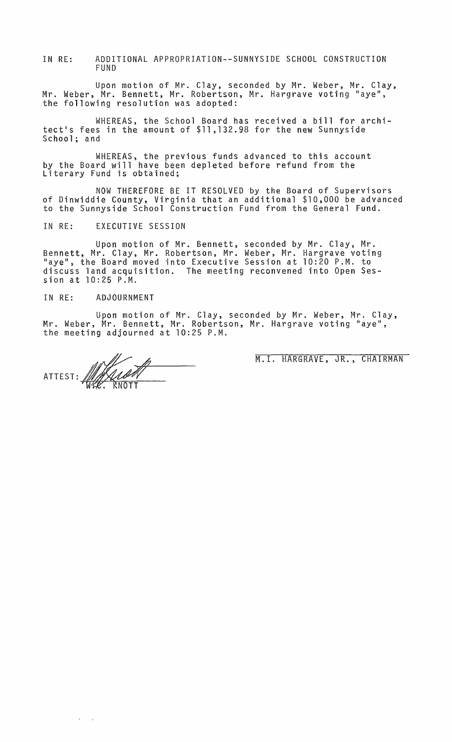IN RE: ADDITIONAL APPROPRIATION--SUNNYSIDE SCHOOL CONSTRUCTION FUND

Upon motion of Mr. Clay, seconded by Mr. Weber, Mr. Clay, Mr. Weber, Mr. Bennett, Mr. Robertson, Mr. Hargrave voting "aye", the following resolution was adopted:

WHEREAS, the School Board has received a bill for architect's fees in the amount of $11,132.98 for the new Sunnyside School; and

WHEREAS, the previous funds advanced to this account by the Board will have been depleted before refund from the Literary Fund is obtained;

NOW THEREFORE BE IT RESOLVED by the Board of Supervisors of Dinwiddie County, Virginia that an additional $10,000 be advanced to the Sunnyside School Construction Fund from the General Fund.

IN RE: EXECUTIVE SESSION

Upon motion of Mr. Bennett, seconded by Mr. Clay, Mr. Bennett, Mr. Clay, Mr. Robertson, Mr. Weber, Mr. Hargrave voting "aye", the Board moved into Executive Session at 10:20 P.M. to discuss land acquisition. The meeting reconvened into Open Session at 10:25 P.M.

IN RE: ADJOURNMENT

Upon motion of Mr. Clay, seconded by Mr. Weber, Mr. Clay, Mr. Weber, Mr. Bennett, Mr. Robertson, Mr. Hargrave voting "aye", the meeting adjourned at 10:25 P.M.

M.I. HARGRAVE, JR., CHAIRMAN

ATTEST: W.C. KNOTT